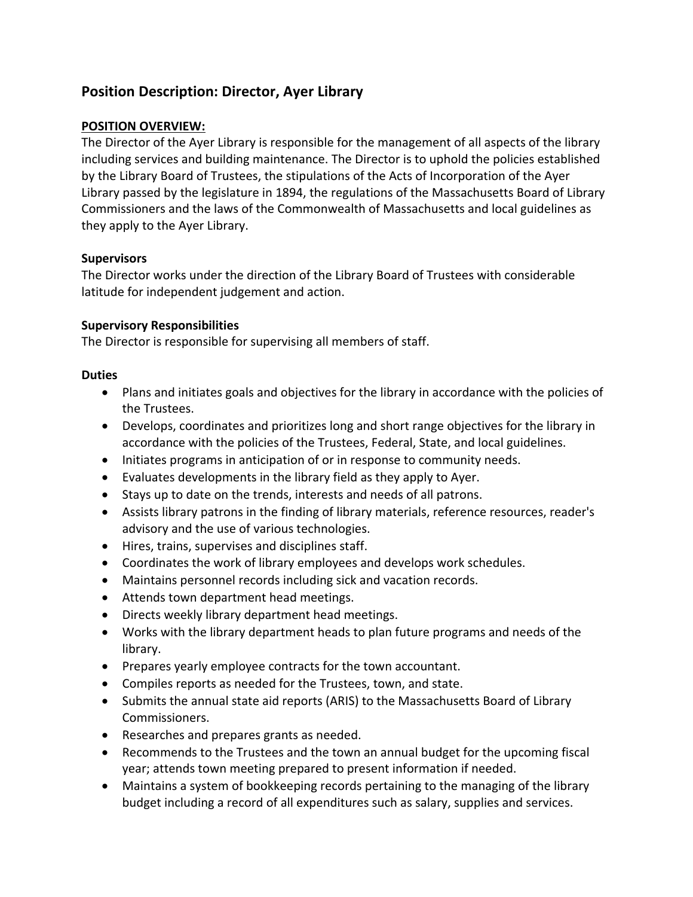# Position Description: Director, Ayer Library

## POSITION OVERVIEW:

The Director of the Ayer Library is responsible for the management of all aspects of the library including services and building maintenance. The Director is to uphold the policies established by the Library Board of Trustees, the stipulations of the Acts of Incorporation of the Ayer Library passed by the legislature in 1894, the regulations of the Massachusetts Board of Library Commissioners and the laws of the Commonwealth of Massachusetts and local guidelines as they apply to the Ayer Library.

### Supervisors

The Director works under the direction of the Library Board of Trustees with considerable latitude for independent judgement and action.

### Supervisory Responsibilities

The Director is responsible for supervising all members of staff.

### Duties

- Plans and initiates goals and objectives for the library in accordance with the policies of the Trustees.
- Develops, coordinates and prioritizes long and short range objectives for the library in accordance with the policies of the Trustees, Federal, State, and local guidelines.
- Initiates programs in anticipation of or in response to community needs.
- Evaluates developments in the library field as they apply to Ayer.
- Stays up to date on the trends, interests and needs of all patrons.
- Assists library patrons in the finding of library materials, reference resources, reader's advisory and the use of various technologies.
- Hires, trains, supervises and disciplines staff.
- Coordinates the work of library employees and develops work schedules.
- Maintains personnel records including sick and vacation records.
- Attends town department head meetings.
- Directs weekly library department head meetings.
- Works with the library department heads to plan future programs and needs of the library.
- Prepares yearly employee contracts for the town accountant.
- Compiles reports as needed for the Trustees, town, and state.
- Submits the annual state aid reports (ARIS) to the Massachusetts Board of Library Commissioners.
- Researches and prepares grants as needed.
- Recommends to the Trustees and the town an annual budget for the upcoming fiscal year; attends town meeting prepared to present information if needed.
- Maintains a system of bookkeeping records pertaining to the managing of the library budget including a record of all expenditures such as salary, supplies and services.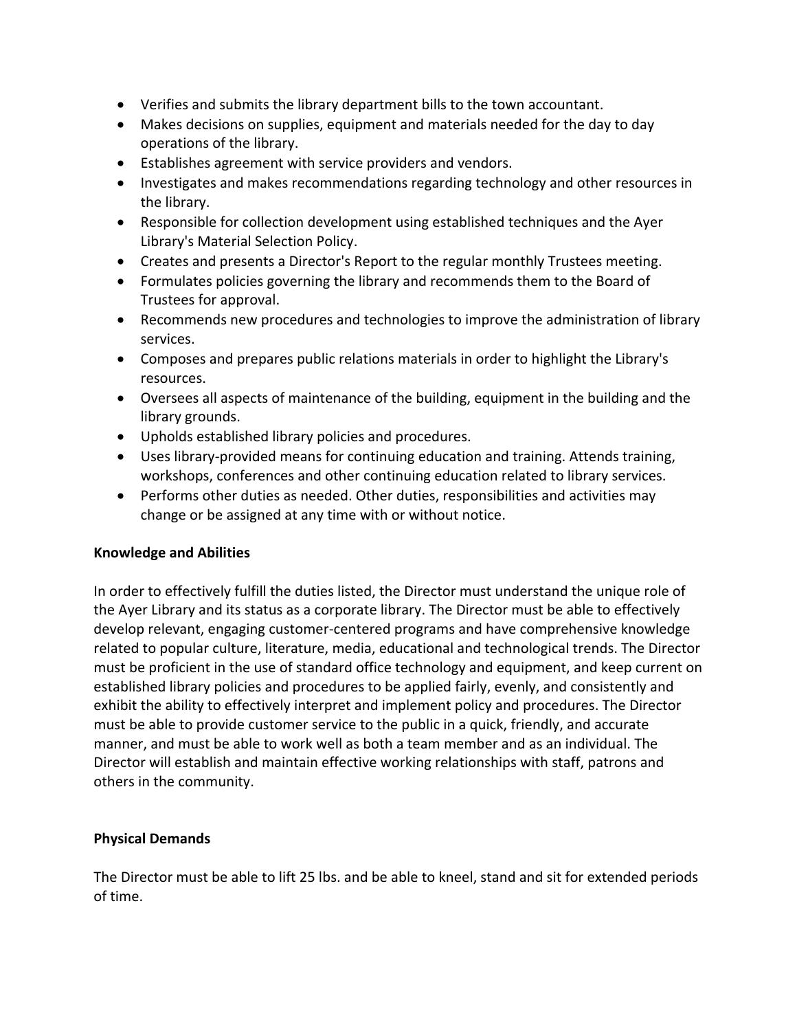- Verifies and submits the library department bills to the town accountant.
- Makes decisions on supplies, equipment and materials needed for the day to day operations of the library.
- Establishes agreement with service providers and vendors.
- Investigates and makes recommendations regarding technology and other resources in the library.
- Responsible for collection development using established techniques and the Ayer Library's Material Selection Policy.
- Creates and presents a Director's Report to the regular monthly Trustees meeting.
- Formulates policies governing the library and recommends them to the Board of Trustees for approval.
- Recommends new procedures and technologies to improve the administration of library services.
- Composes and prepares public relations materials in order to highlight the Library's resources.
- Oversees all aspects of maintenance of the building, equipment in the building and the library grounds.
- Upholds established library policies and procedures.
- Uses library-provided means for continuing education and training. Attends training, workshops, conferences and other continuing education related to library services.
- Performs other duties as needed. Other duties, responsibilities and activities may change or be assigned at any time with or without notice.

**Knowledge and Abilities**

In order to effectively fulfill the duties listed, the Director must understand the unique role of the Ayer Library and its status as a corporate library. The Director must be able to effectively develop relevant, engaging customer-centered programs and have comprehensive knowledge related to popular culture, literature, media, educational and technological trends. The Director must be proficient in the use of standard office technology and equipment, and keep current on established library policies and procedures to be applied fairly, evenly, and consistently and exhibit the ability to effectively interpret and implement policy and procedures. The Director must be able to provide customer service to the public in a quick, friendly, and accurate manner, and must be able to work well as both a team member and as an individual. The Director will establish and maintain effective working relationships with staff, patrons and others in the community.

**Physical Demands**

The Director must be able to lift 25 lbs. and be able to kneel, stand and sit for extended periods of time.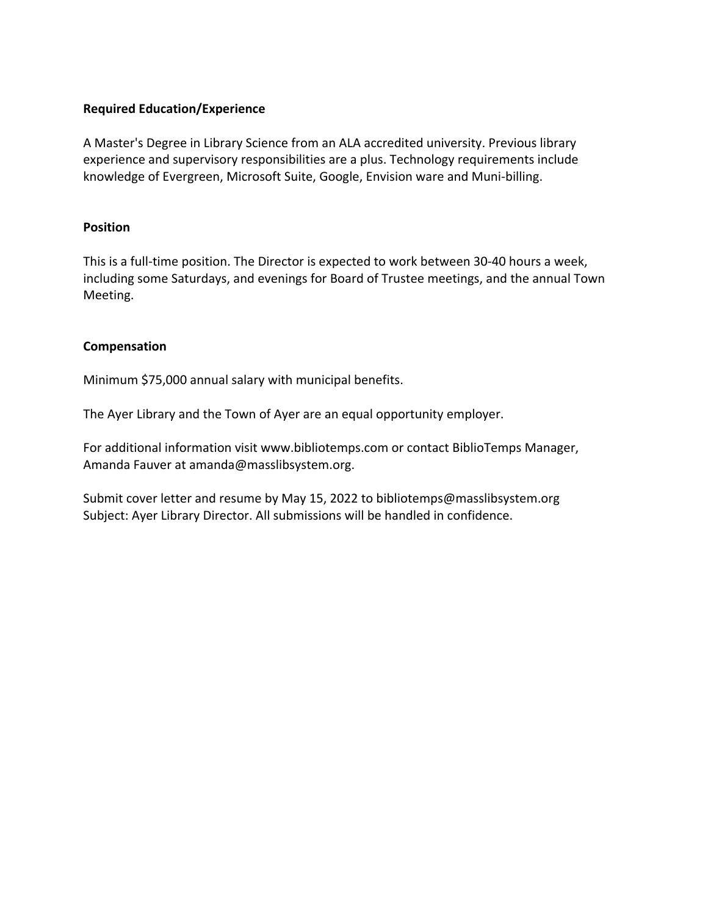**Required Education/Experience**

A Master's Degree in Library Science from an ALA accredited university. Previous library experience and supervisory responsibilities are a plus. Technology requirements include knowledge of Evergreen, Microsoft Suite, Google, Envision ware and Muni-billing.

**Position**

This is a full-time position. The Director is expected to work between 30-40 hours a week, including some Saturdays, and evenings for Board of Trustee meetings, and the annual Town Meeting.

**Compensation**

Minimum $75,000 annual salary with municipal benefits.

The Ayer Library and the Town of Ayer are an equal opportunity employer.

For additional information visit www.bibliotemps.com or contact BiblioTemps Manager, Amanda Fauver at amanda@masslibsystem.org.

Submit cover letter and resume by May 15, 2022 to bibliotemps@masslibsystem.org
Subject: Ayer Library Director. All submissions will be handled in confidence.